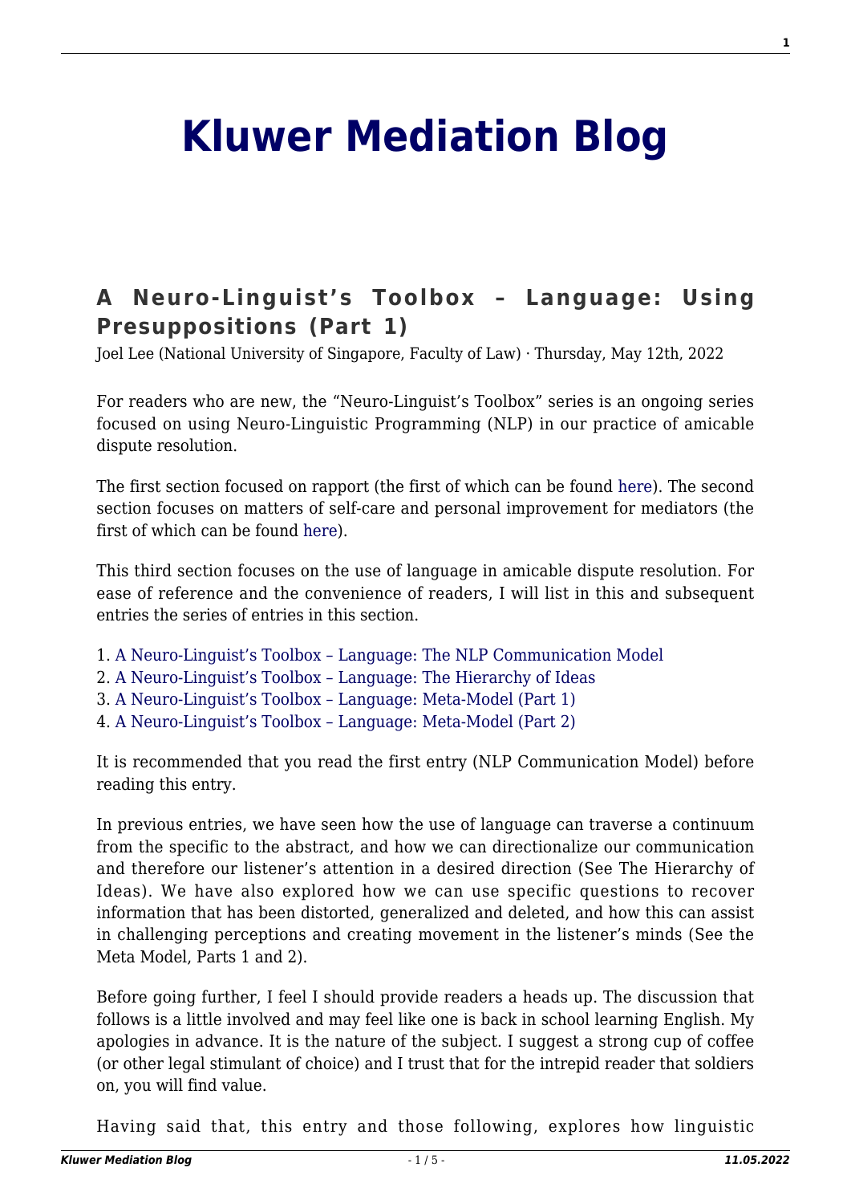# Kluwer Mediation Blog

## A Neuro-Linguist's Toolbox – Language: Using Presuppositions (Part 1)

Joel Lee (National University of Singapore, Faculty of Law) · Thursday, May 12th, 2022

For readers who are new, the "Neuro-Linguist's Toolbox" series is an ongoing series focused on using Neuro-Linguistic Programming (NLP) in our practice of amicable dispute resolution.

The first section focused on rapport (the first of which can be found here). The second section focuses on matters of self-care and personal improvement for mediators (the first of which can be found here).

This third section focuses on the use of language in amicable dispute resolution. For ease of reference and the convenience of readers, I will list in this and subsequent entries the series of entries in this section.

1. A Neuro-Linguist's Toolbox – Language: The NLP Communication Model
2. A Neuro-Linguist's Toolbox – Language: The Hierarchy of Ideas
3. A Neuro-Linguist's Toolbox – Language: Meta-Model (Part 1)
4. A Neuro-Linguist's Toolbox – Language: Meta-Model (Part 2)

It is recommended that you read the first entry (NLP Communication Model) before reading this entry.

In previous entries, we have seen how the use of language can traverse a continuum from the specific to the abstract, and how we can directionalize our communication and therefore our listener's attention in a desired direction (See The Hierarchy of Ideas). We have also explored how we can use specific questions to recover information that has been distorted, generalized and deleted, and how this can assist in challenging perceptions and creating movement in the listener's minds (See the Meta Model, Parts 1 and 2).

Before going further, I feel I should provide readers a heads up. The discussion that follows is a little involved and may feel like one is back in school learning English. My apologies in advance. It is the nature of the subject. I suggest a strong cup of coffee (or other legal stimulant of choice) and I trust that for the intrepid reader that soldiers on, you will find value.

Having said that, this entry and those following, explores how linguistic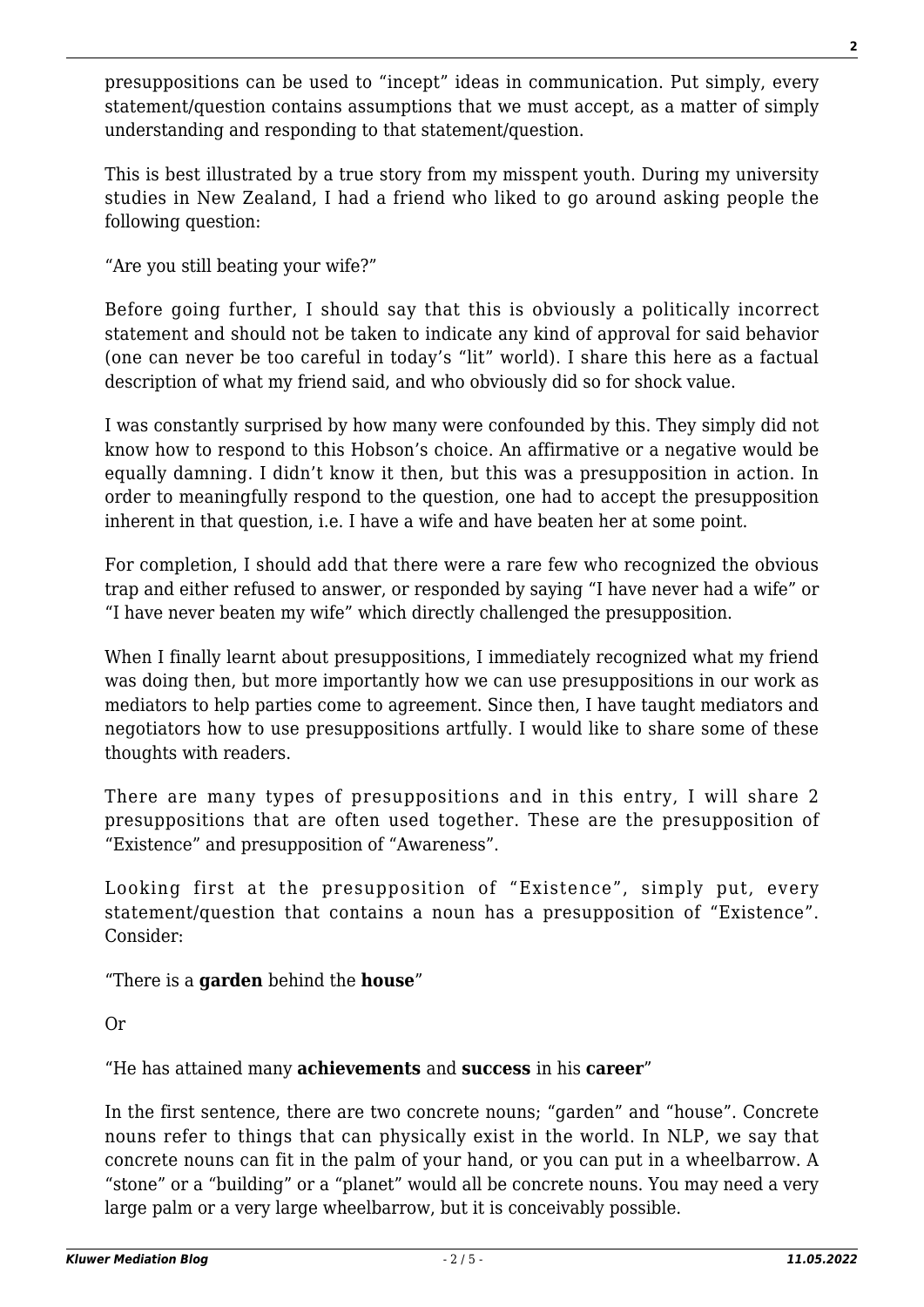presuppositions can be used to "incept" ideas in communication. Put simply, every statement/question contains assumptions that we must accept, as a matter of simply understanding and responding to that statement/question.

This is best illustrated by a true story from my misspent youth. During my university studies in New Zealand, I had a friend who liked to go around asking people the following question:

"Are you still beating your wife?"

Before going further, I should say that this is obviously a politically incorrect statement and should not be taken to indicate any kind of approval for said behavior (one can never be too careful in today's "lit" world). I share this here as a factual description of what my friend said, and who obviously did so for shock value.

I was constantly surprised by how many were confounded by this. They simply did not know how to respond to this Hobson's choice. An affirmative or a negative would be equally damning. I didn't know it then, but this was a presupposition in action. In order to meaningfully respond to the question, one had to accept the presupposition inherent in that question, i.e. I have a wife and have beaten her at some point.

For completion, I should add that there were a rare few who recognized the obvious trap and either refused to answer, or responded by saying "I have never had a wife" or "I have never beaten my wife" which directly challenged the presupposition.

When I finally learnt about presuppositions, I immediately recognized what my friend was doing then, but more importantly how we can use presuppositions in our work as mediators to help parties come to agreement. Since then, I have taught mediators and negotiators how to use presuppositions artfully. I would like to share some of these thoughts with readers.

There are many types of presuppositions and in this entry, I will share 2 presuppositions that are often used together. These are the presupposition of "Existence" and presupposition of "Awareness".

Looking first at the presupposition of "Existence", simply put, every statement/question that contains a noun has a presupposition of "Existence". Consider:

"There is a **garden** behind the **house**"

Or

"He has attained many **achievements** and **success** in his **career**"

In the first sentence, there are two concrete nouns; "garden" and "house". Concrete nouns refer to things that can physically exist in the world. In NLP, we say that concrete nouns can fit in the palm of your hand, or you can put in a wheelbarrow. A "stone" or a "building" or a "planet" would all be concrete nouns. You may need a very large palm or a very large wheelbarrow, but it is conceivably possible.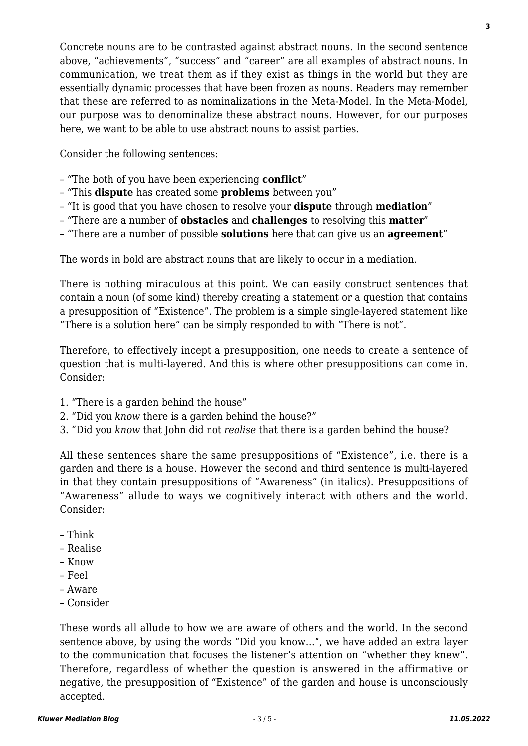Concrete nouns are to be contrasted against abstract nouns. In the second sentence above, "achievements", "success" and "career" are all examples of abstract nouns. In communication, we treat them as if they exist as things in the world but they are essentially dynamic processes that have been frozen as nouns. Readers may remember that these are referred to as nominalizations in the Meta-Model. In the Meta-Model, our purpose was to denominalize these abstract nouns. However, for our purposes here, we want to be able to use abstract nouns to assist parties.

Consider the following sentences:

– "The both of you have been experiencing **conflict**"
– "This **dispute** has created some **problems** between you"
– "It is good that you have chosen to resolve your **dispute** through **mediation**"
– "There are a number of **obstacles** and **challenges** to resolving this **matter**"
– "There are a number of possible **solutions** here that can give us an **agreement**"

The words in bold are abstract nouns that are likely to occur in a mediation.

There is nothing miraculous at this point. We can easily construct sentences that contain a noun (of some kind) thereby creating a statement or a question that contains a presupposition of "Existence". The problem is a simple single-layered statement like "There is a solution here" can be simply responded to with "There is not".

Therefore, to effectively incept a presupposition, one needs to create a sentence of question that is multi-layered. And this is where other presuppositions can come in. Consider:

1. "There is a garden behind the house"
2. "Did you *know* there is a garden behind the house?"
3. "Did you *know* that John did not *realise* that there is a garden behind the house?

All these sentences share the same presuppositions of "Existence", i.e. there is a garden and there is a house. However the second and third sentence is multi-layered in that they contain presuppositions of "Awareness" (in italics). Presuppositions of "Awareness" allude to ways we cognitively interact with others and the world. Consider:

– Think
– Realise
– Know
– Feel
– Aware
– Consider

These words all allude to how we are aware of others and the world. In the second sentence above, by using the words "Did you know…", we have added an extra layer to the communication that focuses the listener's attention on "whether they knew". Therefore, regardless of whether the question is answered in the affirmative or negative, the presupposition of "Existence" of the garden and house is unconsciously accepted.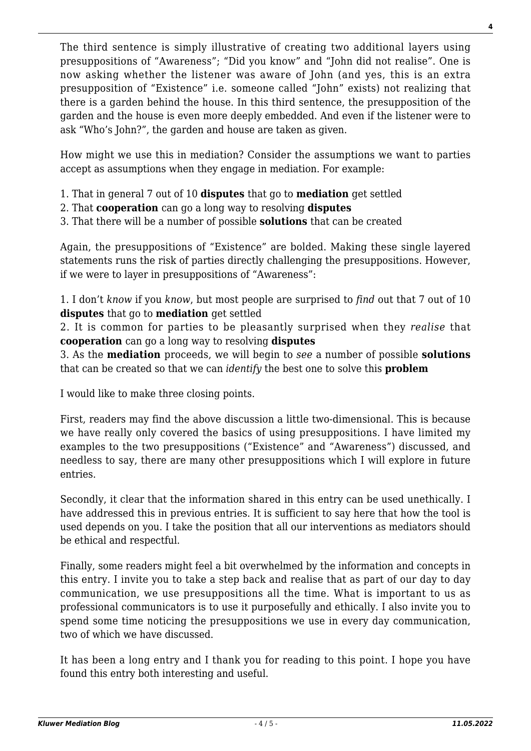The third sentence is simply illustrative of creating two additional layers using presuppositions of "Awareness"; "Did you know" and "John did not realise". One is now asking whether the listener was aware of John (and yes, this is an extra presupposition of "Existence" i.e. someone called "John" exists) not realizing that there is a garden behind the house. In this third sentence, the presupposition of the garden and the house is even more deeply embedded. And even if the listener were to ask "Who's John?", the garden and house are taken as given.

How might we use this in mediation? Consider the assumptions we want to parties accept as assumptions when they engage in mediation. For example:

1. That in general 7 out of 10 **disputes** that go to **mediation** get settled
2. That **cooperation** can go a long way to resolving **disputes**
3. That there will be a number of possible **solutions** that can be created

Again, the presuppositions of "Existence" are bolded. Making these single layered statements runs the risk of parties directly challenging the presuppositions. However, if we were to layer in presuppositions of "Awareness":

1. I don't *know* if you *know*, but most people are surprised to *find* out that 7 out of 10 **disputes** that go to **mediation** get settled
2. It is common for parties to be pleasantly surprised when they *realise* that **cooperation** can go a long way to resolving **disputes**
3. As the **mediation** proceeds, we will begin to *see* a number of possible **solutions** that can be created so that we can *identify* the best one to solve this **problem**

I would like to make three closing points.

First, readers may find the above discussion a little two-dimensional. This is because we have really only covered the basics of using presuppositions. I have limited my examples to the two presuppositions ("Existence" and "Awareness") discussed, and needless to say, there are many other presuppositions which I will explore in future entries.

Secondly, it clear that the information shared in this entry can be used unethically. I have addressed this in previous entries. It is sufficient to say here that how the tool is used depends on you. I take the position that all our interventions as mediators should be ethical and respectful.

Finally, some readers might feel a bit overwhelmed by the information and concepts in this entry. I invite you to take a step back and realise that as part of our day to day communication, we use presuppositions all the time. What is important to us as professional communicators is to use it purposefully and ethically. I also invite you to spend some time noticing the presuppositions we use in every day communication, two of which we have discussed.

It has been a long entry and I thank you for reading to this point. I hope you have found this entry both interesting and useful.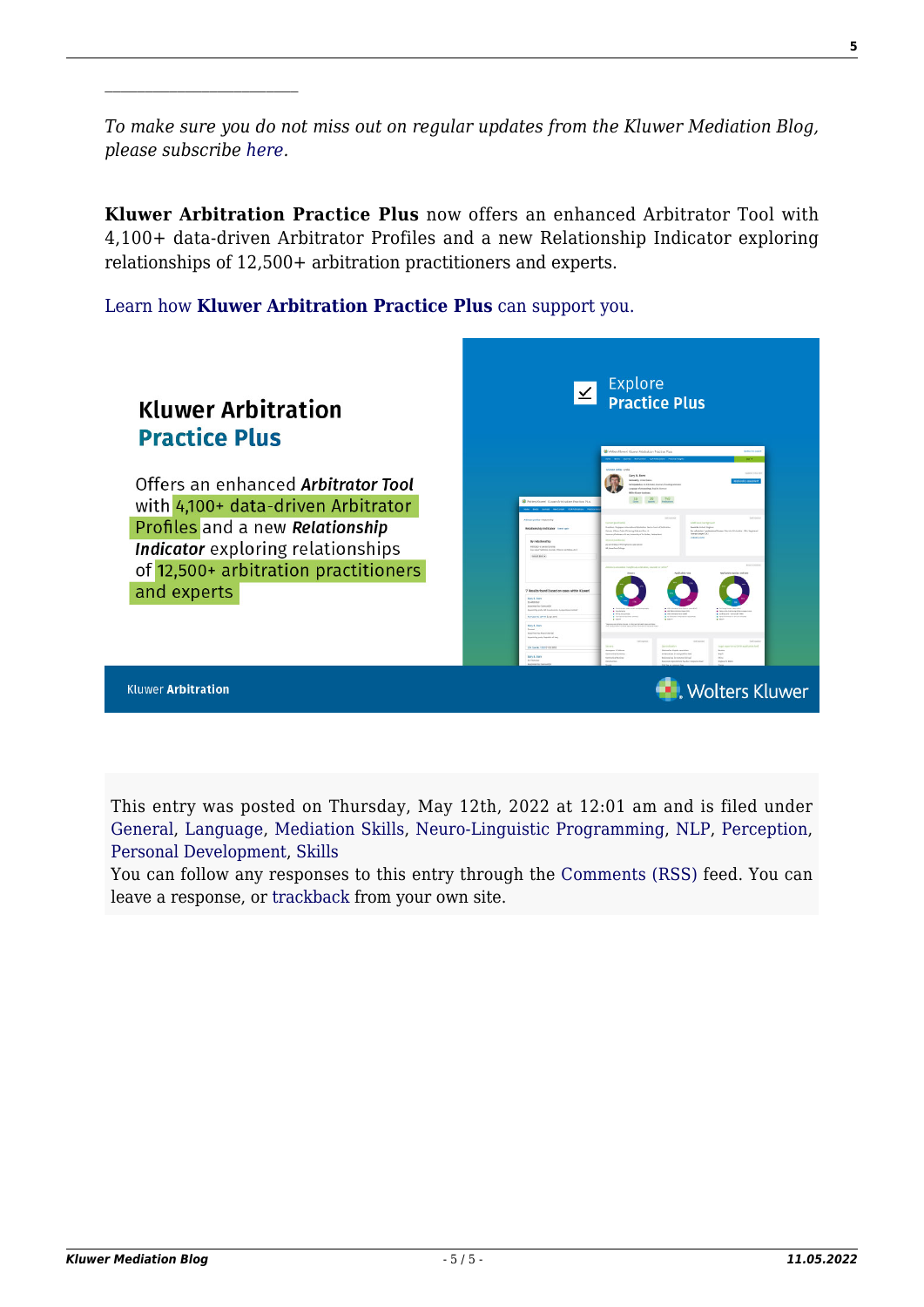---

*To make sure you do not miss out on regular updates from the Kluwer Mediation Blog, please subscribe here.*

**Kluwer Arbitration Practice Plus** now offers an enhanced Arbitrator Tool with 4,100+ data-driven Arbitrator Profiles and a new Relationship Indicator exploring relationships of 12,500+ arbitration practitioners and experts.

Learn how **Kluwer Arbitration Practice Plus** can support you.

This entry was posted on Thursday, May 12th, 2022 at 12:01 am and is filed under General, Language, Mediation Skills, Neuro-Linguistic Programming, NLP, Perception, Personal Development, Skills
You can follow any responses to this entry through the Comments (RSS) feed. You can leave a response, or trackback from your own site.